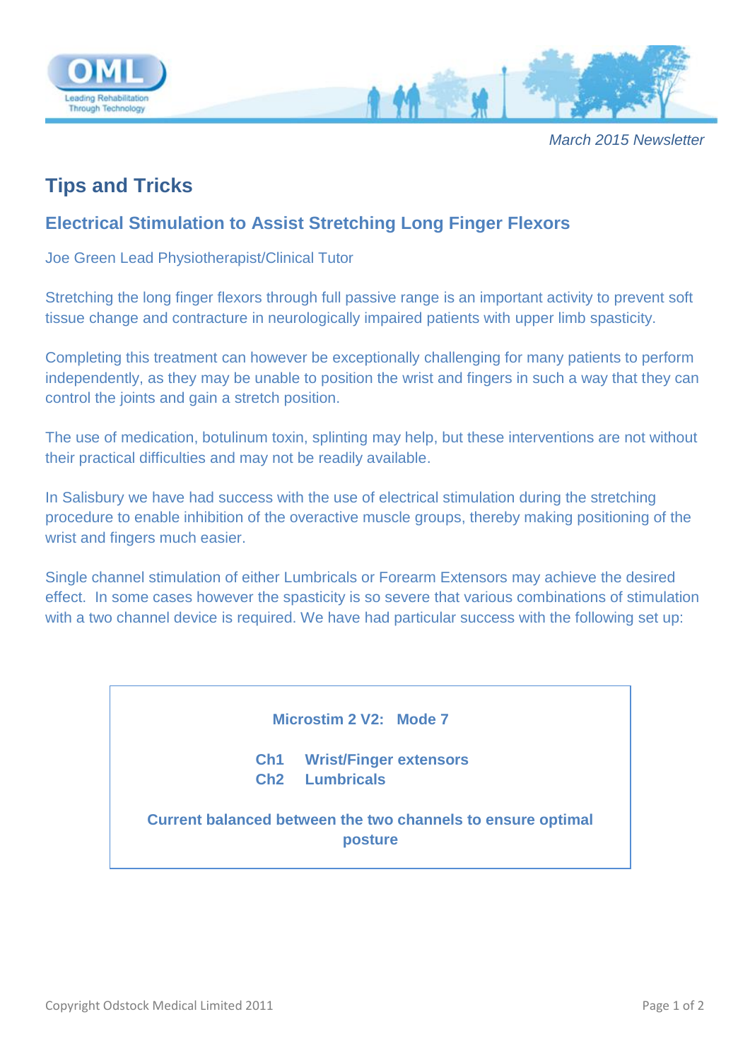*March 2015 Newsletter*

# Tips and Tricks

## Electrical Stimulation to Assist Stretching Long Finger Flexors

Joe Green Lead Physiotherapist/Clinical Tutor

Stretching the long finger flexors through full passive range is an important activity to prevent soft tissue change and contracture in neurologically impaired patients with upper limb spasticity.

Completing this treatment can however be exceptionally challenging for many patients to perform independently, as they may be unable to position the wrist and fingers in such a way that they can control the joints and gain a stretch position.

The use of medication, botulinum toxin, splinting may help, but these interventions are not without their practical difficulties and may not be readily available.

In Salisbury we have had success with the use of electrical stimulation during the stretching procedure to enable inhibition of the overactive muscle groups, thereby making positioning of the wrist and fingers much easier.

Single channel stimulation of either Lumbricals or Forearm Extensors may achieve the desired effect. In some cases however the spasticity is so severe that various combinations of stimulation with a two channel device is required. We have had particular success with the following set up:

**Microstim 2 V2: Mode 7**

**Ch1 Wrist/Finger extensors**
**Ch2 Lumbricals**

**Current balanced between the two channels to ensure optimal posture**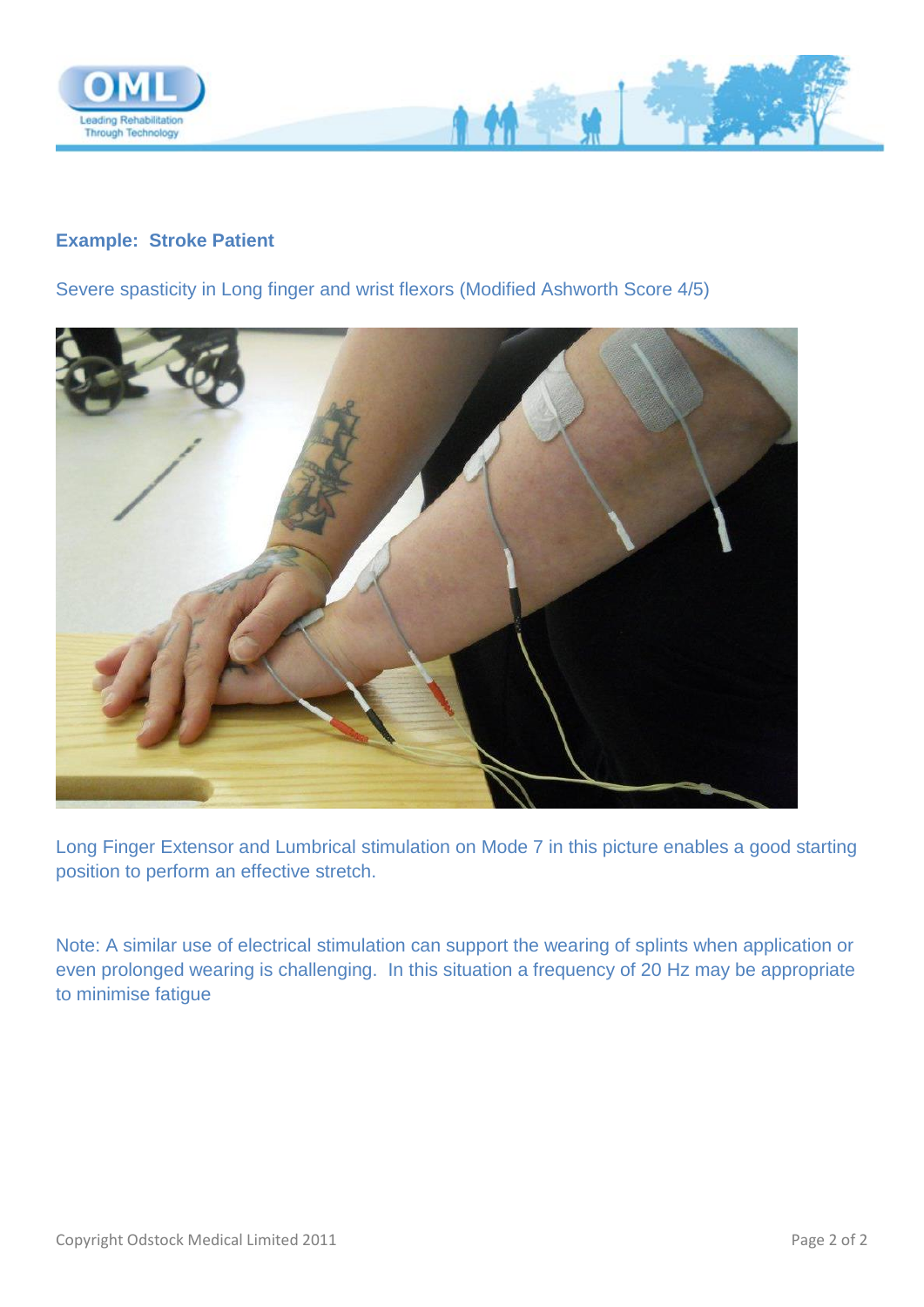**Example: Stroke Patient**

Severe spasticity in Long finger and wrist flexors (Modified Ashworth Score 4/5)

Long Finger Extensor and Lumbrical stimulation on Mode 7 in this picture enables a good starting position to perform an effective stretch.

Note: A similar use of electrical stimulation can support the wearing of splints when application or even prolonged wearing is challenging. In this situation a frequency of 20 Hz may be appropriate to minimise fatigue

Copyright Odstock Medical Limited 2011